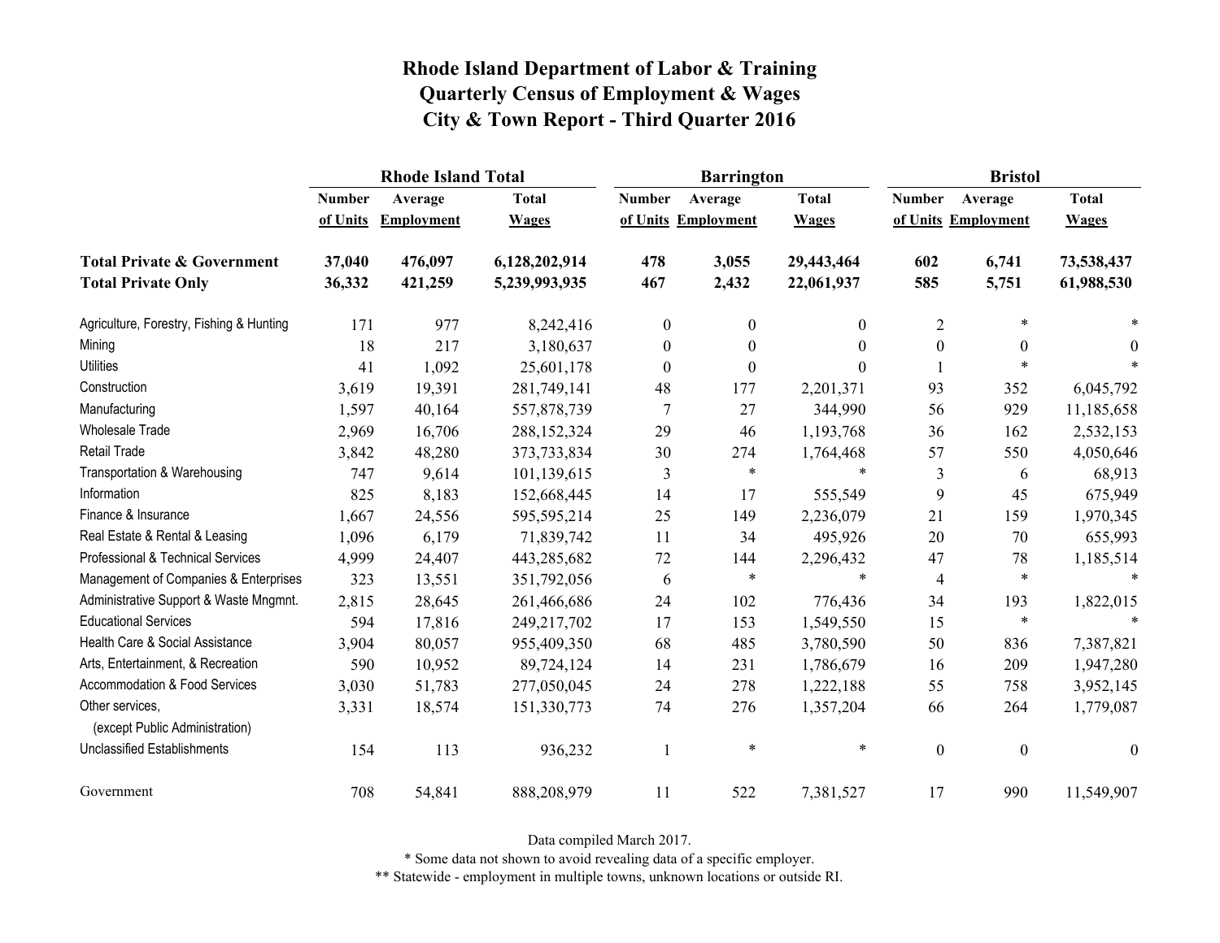# Rhode Island Department of Labor & Training
# Quarterly Census of Employment & Wages
# City & Town Report - Third Quarter 2016

| | Rhode Island Total | | | Barrington | | | Bristol | | |
|---|---|---|---|---|---|---|---|---|---|
| | Number of Units | Average Employment | Total Wages | Number of Units | Average Employment | Total Wages | Number of Units | Average Employment | Total Wages |
| **Total Private & Government** | **37,040** | **476,097** | **6,128,202,914** | **478** | **3,055** | **29,443,464** | **602** | **6,741** | **73,538,437** |
| **Total Private Only** | **36,332** | **421,259** | **5,239,993,935** | **467** | **2,432** | **22,061,937** | **585** | **5,751** | **61,988,530** |
| Agriculture, Forestry, Fishing & Hunting | 171 | 977 | 8,242,416 | 0 | 0 | 0 | 2 | * | * |
| Mining | 18 | 217 | 3,180,637 | 0 | 0 | 0 | 0 | 0 | 0 |
| Utilities | 41 | 1,092 | 25,601,178 | 0 | 0 | 0 | 1 | * | * |
| Construction | 3,619 | 19,391 | 281,749,141 | 48 | 177 | 2,201,371 | 93 | 352 | 6,045,792 |
| Manufacturing | 1,597 | 40,164 | 557,878,739 | 7 | 27 | 344,990 | 56 | 929 | 11,185,658 |
| Wholesale Trade | 2,969 | 16,706 | 288,152,324 | 29 | 46 | 1,193,768 | 36 | 162 | 2,532,153 |
| Retail Trade | 3,842 | 48,280 | 373,733,834 | 30 | 274 | 1,764,468 | 57 | 550 | 4,050,646 |
| Transportation & Warehousing | 747 | 9,614 | 101,139,615 | 3 | * | * | 3 | 6 | 68,913 |
| Information | 825 | 8,183 | 152,668,445 | 14 | 17 | 555,549 | 9 | 45 | 675,949 |
| Finance & Insurance | 1,667 | 24,556 | 595,595,214 | 25 | 149 | 2,236,079 | 21 | 159 | 1,970,345 |
| Real Estate & Rental & Leasing | 1,096 | 6,179 | 71,839,742 | 11 | 34 | 495,926 | 20 | 70 | 655,993 |
| Professional & Technical Services | 4,999 | 24,407 | 443,285,682 | 72 | 144 | 2,296,432 | 47 | 78 | 1,185,514 |
| Management of Companies & Enterprises | 323 | 13,551 | 351,792,056 | 6 | * | * | 4 | * | * |
| Administrative Support & Waste Mngmnt. | 2,815 | 28,645 | 261,466,686 | 24 | 102 | 776,436 | 34 | 193 | 1,822,015 |
| Educational Services | 594 | 17,816 | 249,217,702 | 17 | 153 | 1,549,550 | 15 | * | * |
| Health Care & Social Assistance | 3,904 | 80,057 | 955,409,350 | 68 | 485 | 3,780,590 | 50 | 836 | 7,387,821 |
| Arts, Entertainment, & Recreation | 590 | 10,952 | 89,724,124 | 14 | 231 | 1,786,679 | 16 | 209 | 1,947,280 |
| Accommodation & Food Services | 3,030 | 51,783 | 277,050,045 | 24 | 278 | 1,222,188 | 55 | 758 | 3,952,145 |
| Other services, (except Public Administration) | 3,331 | 18,574 | 151,330,773 | 74 | 276 | 1,357,204 | 66 | 264 | 1,779,087 |
| Unclassified Establishments | 154 | 113 | 936,232 | 1 | * | * | 0 | 0 | 0 |
| Government | 708 | 54,841 | 888,208,979 | 11 | 522 | 7,381,527 | 17 | 990 | 11,549,907 |

Data compiled March 2017.

* Some data not shown to avoid revealing data of a specific employer.

** Statewide - employment in multiple towns, unknown locations or outside RI.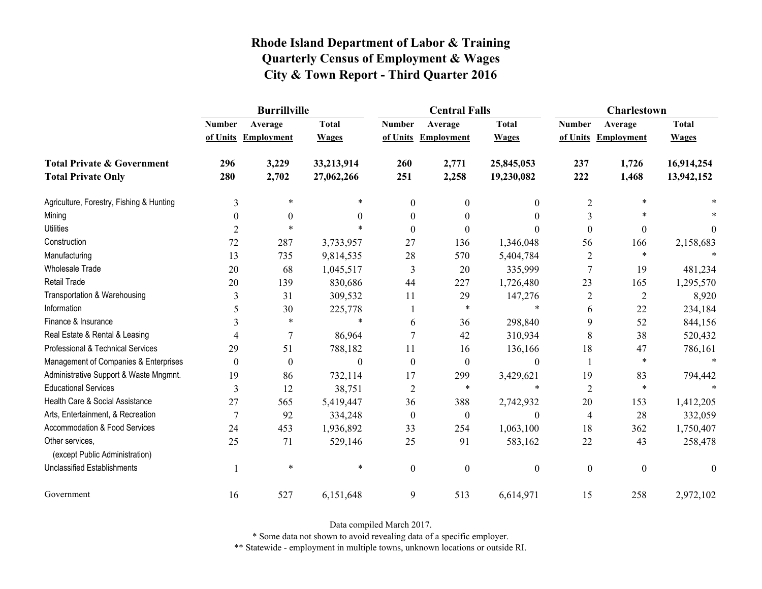# Rhode Island Department of Labor & Training
## Quarterly Census of Employment & Wages
## City & Town Report - Third Quarter 2016

| | Burrillville | | | Central Falls | | | Charlestown | | |
|---|---|---|---|---|---|---|---|---|---|
| | Number of Units | Average Employment | Total Wages | Number of Units | Average Employment | Total Wages | Number of Units | Average Employment | Total Wages |
| **Total Private & Government** | **296** | **3,229** | **33,213,914** | **260** | **2,771** | **25,845,053** | **237** | **1,726** | **16,914,254** |
| **Total Private Only** | **280** | **2,702** | **27,062,266** | **251** | **2,258** | **19,230,082** | **222** | **1,468** | **13,942,152** |
| Agriculture, Forestry, Fishing & Hunting | 3 | * | * | 0 | 0 | 0 | 2 | * | * |
| Mining | 0 | 0 | 0 | 0 | 0 | 0 | 3 | * | * |
| Utilities | 2 | * | * | 0 | 0 | 0 | 0 | 0 | 0 |
| Construction | 72 | 287 | 3,733,957 | 27 | 136 | 1,346,048 | 56 | 166 | 2,158,683 |
| Manufacturing | 13 | 735 | 9,814,535 | 28 | 570 | 5,404,784 | 2 | * | * |
| Wholesale Trade | 20 | 68 | 1,045,517 | 3 | 20 | 335,999 | 7 | 19 | 481,234 |
| Retail Trade | 20 | 139 | 830,686 | 44 | 227 | 1,726,480 | 23 | 165 | 1,295,570 |
| Transportation & Warehousing | 3 | 31 | 309,532 | 11 | 29 | 147,276 | 2 | 2 | 8,920 |
| Information | 5 | 30 | 225,778 | 1 | * | * | 6 | 22 | 234,184 |
| Finance & Insurance | 3 | * | * | 6 | 36 | 298,840 | 9 | 52 | 844,156 |
| Real Estate & Rental & Leasing | 4 | 7 | 86,964 | 7 | 42 | 310,934 | 8 | 38 | 520,432 |
| Professional & Technical Services | 29 | 51 | 788,182 | 11 | 16 | 136,166 | 18 | 47 | 786,161 |
| Management of Companies & Enterprises | 0 | 0 | 0 | 0 | 0 | 0 | 1 | * | * |
| Administrative Support & Waste Mngmnt. | 19 | 86 | 732,114 | 17 | 299 | 3,429,621 | 19 | 83 | 794,442 |
| Educational Services | 3 | 12 | 38,751 | 2 | * | * | 2 | * | * |
| Health Care & Social Assistance | 27 | 565 | 5,419,447 | 36 | 388 | 2,742,932 | 20 | 153 | 1,412,205 |
| Arts, Entertainment, & Recreation | 7 | 92 | 334,248 | 0 | 0 | 0 | 4 | 28 | 332,059 |
| Accommodation & Food Services | 24 | 453 | 1,936,892 | 33 | 254 | 1,063,100 | 18 | 362 | 1,750,407 |
| Other services, (except Public Administration) | 25 | 71 | 529,146 | 25 | 91 | 583,162 | 22 | 43 | 258,478 |
| Unclassified Establishments | 1 | * | * | 0 | 0 | 0 | 0 | 0 | 0 |
| Government | 16 | 527 | 6,151,648 | 9 | 513 | 6,614,971 | 15 | 258 | 2,972,102 |

Data compiled March 2017.

* Some data not shown to avoid revealing data of a specific employer.

** Statewide - employment in multiple towns, unknown locations or outside RI.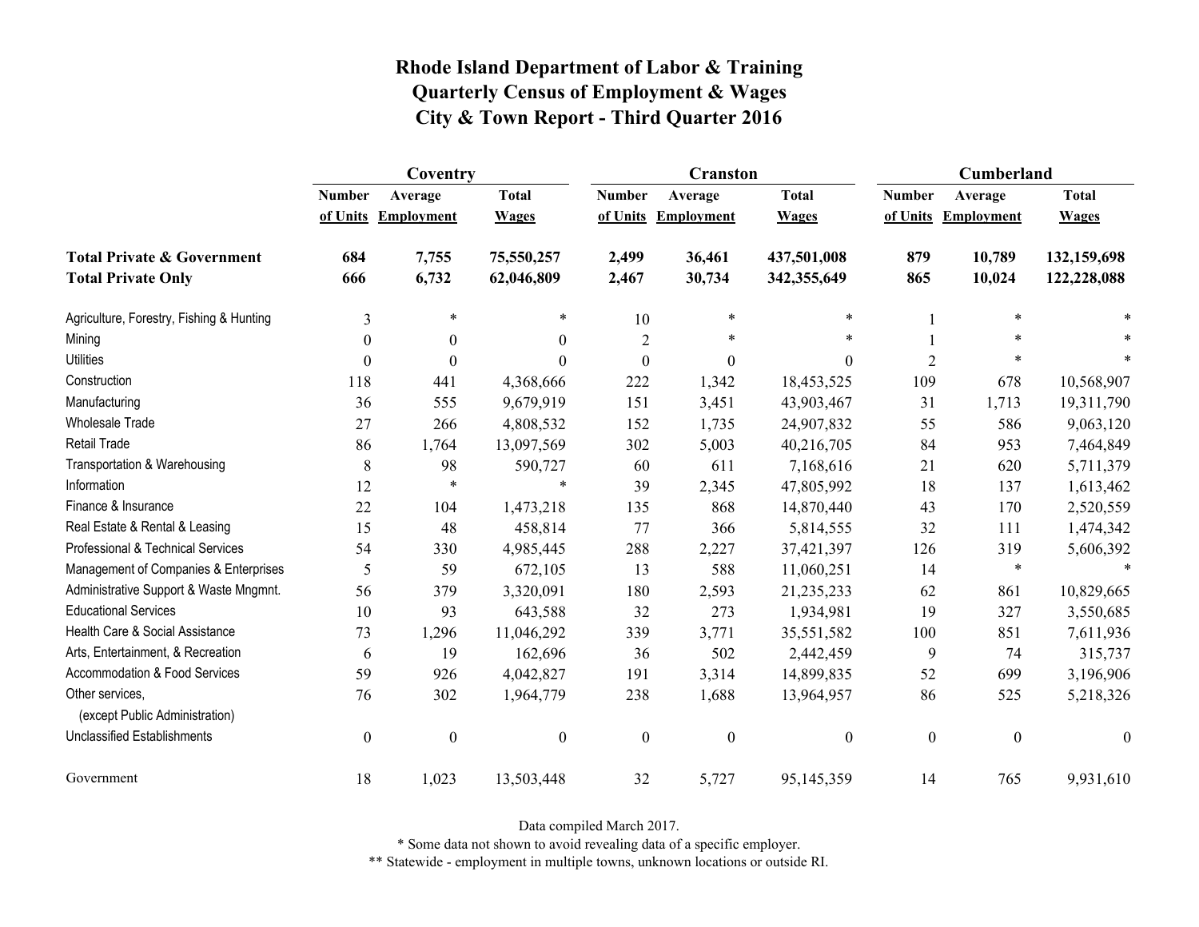# Rhode Island Department of Labor & Training
## Quarterly Census of Employment & Wages
## City & Town Report - Third Quarter 2016

| | Coventry | | | Cranston | | | Cumberland | | |
|---|---|---|---|---|---|---|---|---|---|
| | Number of Units | Average Employment | Total Wages | Number of Units | Average Employment | Total Wages | Number of Units | Average Employment | Total Wages |
| **Total Private & Government** | **684** | **7,755** | **75,550,257** | **2,499** | **36,461** | **437,501,008** | **879** | **10,789** | **132,159,698** |
| **Total Private Only** | **666** | **6,732** | **62,046,809** | **2,467** | **30,734** | **342,355,649** | **865** | **10,024** | **122,228,088** |
| Agriculture, Forestry, Fishing & Hunting | 3 | * | * | 10 | * | * | 1 | * | * |
| Mining | 0 | 0 | 0 | 2 | * | * | 1 | * | * |
| Utilities | 0 | 0 | 0 | 0 | 0 | 0 | 2 | * | * |
| Construction | 118 | 441 | 4,368,666 | 222 | 1,342 | 18,453,525 | 109 | 678 | 10,568,907 |
| Manufacturing | 36 | 555 | 9,679,919 | 151 | 3,451 | 43,903,467 | 31 | 1,713 | 19,311,790 |
| Wholesale Trade | 27 | 266 | 4,808,532 | 152 | 1,735 | 24,907,832 | 55 | 586 | 9,063,120 |
| Retail Trade | 86 | 1,764 | 13,097,569 | 302 | 5,003 | 40,216,705 | 84 | 953 | 7,464,849 |
| Transportation & Warehousing | 8 | 98 | 590,727 | 60 | 611 | 7,168,616 | 21 | 620 | 5,711,379 |
| Information | 12 | * | * | 39 | 2,345 | 47,805,992 | 18 | 137 | 1,613,462 |
| Finance & Insurance | 22 | 104 | 1,473,218 | 135 | 868 | 14,870,440 | 43 | 170 | 2,520,559 |
| Real Estate & Rental & Leasing | 15 | 48 | 458,814 | 77 | 366 | 5,814,555 | 32 | 111 | 1,474,342 |
| Professional & Technical Services | 54 | 330 | 4,985,445 | 288 | 2,227 | 37,421,397 | 126 | 319 | 5,606,392 |
| Management of Companies & Enterprises | 5 | 59 | 672,105 | 13 | 588 | 11,060,251 | 14 | * | * |
| Administrative Support & Waste Mngmnt. | 56 | 379 | 3,320,091 | 180 | 2,593 | 21,235,233 | 62 | 861 | 10,829,665 |
| Educational Services | 10 | 93 | 643,588 | 32 | 273 | 1,934,981 | 19 | 327 | 3,550,685 |
| Health Care & Social Assistance | 73 | 1,296 | 11,046,292 | 339 | 3,771 | 35,551,582 | 100 | 851 | 7,611,936 |
| Arts, Entertainment, & Recreation | 6 | 19 | 162,696 | 36 | 502 | 2,442,459 | 9 | 74 | 315,737 |
| Accommodation & Food Services | 59 | 926 | 4,042,827 | 191 | 3,314 | 14,899,835 | 52 | 699 | 3,196,906 |
| Other services, (except Public Administration) | 76 | 302 | 1,964,779 | 238 | 1,688 | 13,964,957 | 86 | 525 | 5,218,326 |
| Unclassified Establishments | 0 | 0 | 0 | 0 | 0 | 0 | 0 | 0 | 0 |
| Government | 18 | 1,023 | 13,503,448 | 32 | 5,727 | 95,145,359 | 14 | 765 | 9,931,610 |

Data compiled March 2017.

* Some data not shown to avoid revealing data of a specific employer.

** Statewide - employment in multiple towns, unknown locations or outside RI.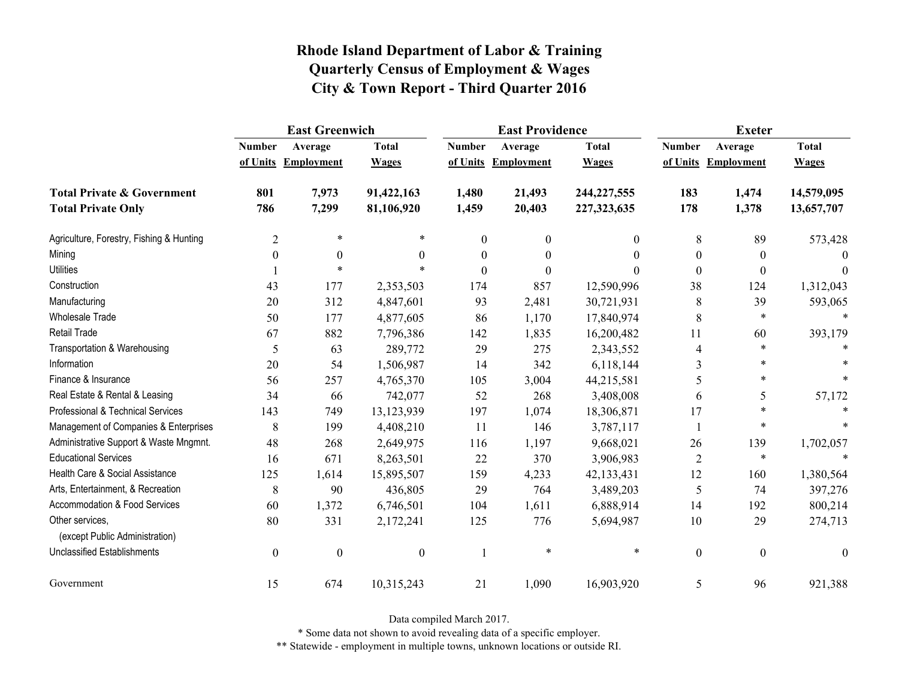# Rhode Island Department of Labor & Training
# Quarterly Census of Employment & Wages
# City & Town Report - Third Quarter 2016

| | East Greenwich | | | East Providence | | | Exeter | | |
|---|---|---|---|---|---|---|---|---|---|
| | Number of Units | Average Employment | Total Wages | Number of Units | Average Employment | Total Wages | Number of Units | Average Employment | Total Wages |
| **Total Private & Government** | **801** | **7,973** | **91,422,163** | **1,480** | **21,493** | **244,227,555** | **183** | **1,474** | **14,579,095** |
| **Total Private Only** | **786** | **7,299** | **81,106,920** | **1,459** | **20,403** | **227,323,635** | **178** | **1,378** | **13,657,707** |
| Agriculture, Forestry, Fishing & Hunting | 2 | * | * | 0 | 0 | 0 | 8 | 89 | 573,428 |
| Mining | 0 | 0 | 0 | 0 | 0 | 0 | 0 | 0 | 0 |
| Utilities | 1 | * | * | 0 | 0 | 0 | 0 | 0 | 0 |
| Construction | 43 | 177 | 2,353,503 | 174 | 857 | 12,590,996 | 38 | 124 | 1,312,043 |
| Manufacturing | 20 | 312 | 4,847,601 | 93 | 2,481 | 30,721,931 | 8 | 39 | 593,065 |
| Wholesale Trade | 50 | 177 | 4,877,605 | 86 | 1,170 | 17,840,974 | 8 | * | * |
| Retail Trade | 67 | 882 | 7,796,386 | 142 | 1,835 | 16,200,482 | 11 | 60 | 393,179 |
| Transportation & Warehousing | 5 | 63 | 289,772 | 29 | 275 | 2,343,552 | 4 | * | * |
| Information | 20 | 54 | 1,506,987 | 14 | 342 | 6,118,144 | 3 | * | * |
| Finance & Insurance | 56 | 257 | 4,765,370 | 105 | 3,004 | 44,215,581 | 5 | * | * |
| Real Estate & Rental & Leasing | 34 | 66 | 742,077 | 52 | 268 | 3,408,008 | 6 | 5 | 57,172 |
| Professional & Technical Services | 143 | 749 | 13,123,939 | 197 | 1,074 | 18,306,871 | 17 | * | * |
| Management of Companies & Enterprises | 8 | 199 | 4,408,210 | 11 | 146 | 3,787,117 | 1 | * | * |
| Administrative Support & Waste Mngmnt. | 48 | 268 | 2,649,975 | 116 | 1,197 | 9,668,021 | 26 | 139 | 1,702,057 |
| Educational Services | 16 | 671 | 8,263,501 | 22 | 370 | 3,906,983 | 2 | * | * |
| Health Care & Social Assistance | 125 | 1,614 | 15,895,507 | 159 | 4,233 | 42,133,431 | 12 | 160 | 1,380,564 |
| Arts, Entertainment, & Recreation | 8 | 90 | 436,805 | 29 | 764 | 3,489,203 | 5 | 74 | 397,276 |
| Accommodation & Food Services | 60 | 1,372 | 6,746,501 | 104 | 1,611 | 6,888,914 | 14 | 192 | 800,214 |
| Other services, (except Public Administration) | 80 | 331 | 2,172,241 | 125 | 776 | 5,694,987 | 10 | 29 | 274,713 |
| Unclassified Establishments | 0 | 0 | 0 | 1 | * | * | 0 | 0 | 0 |
| Government | 15 | 674 | 10,315,243 | 21 | 1,090 | 16,903,920 | 5 | 96 | 921,388 |

Data compiled March 2017.

* Some data not shown to avoid revealing data of a specific employer.

** Statewide - employment in multiple towns, unknown locations or outside RI.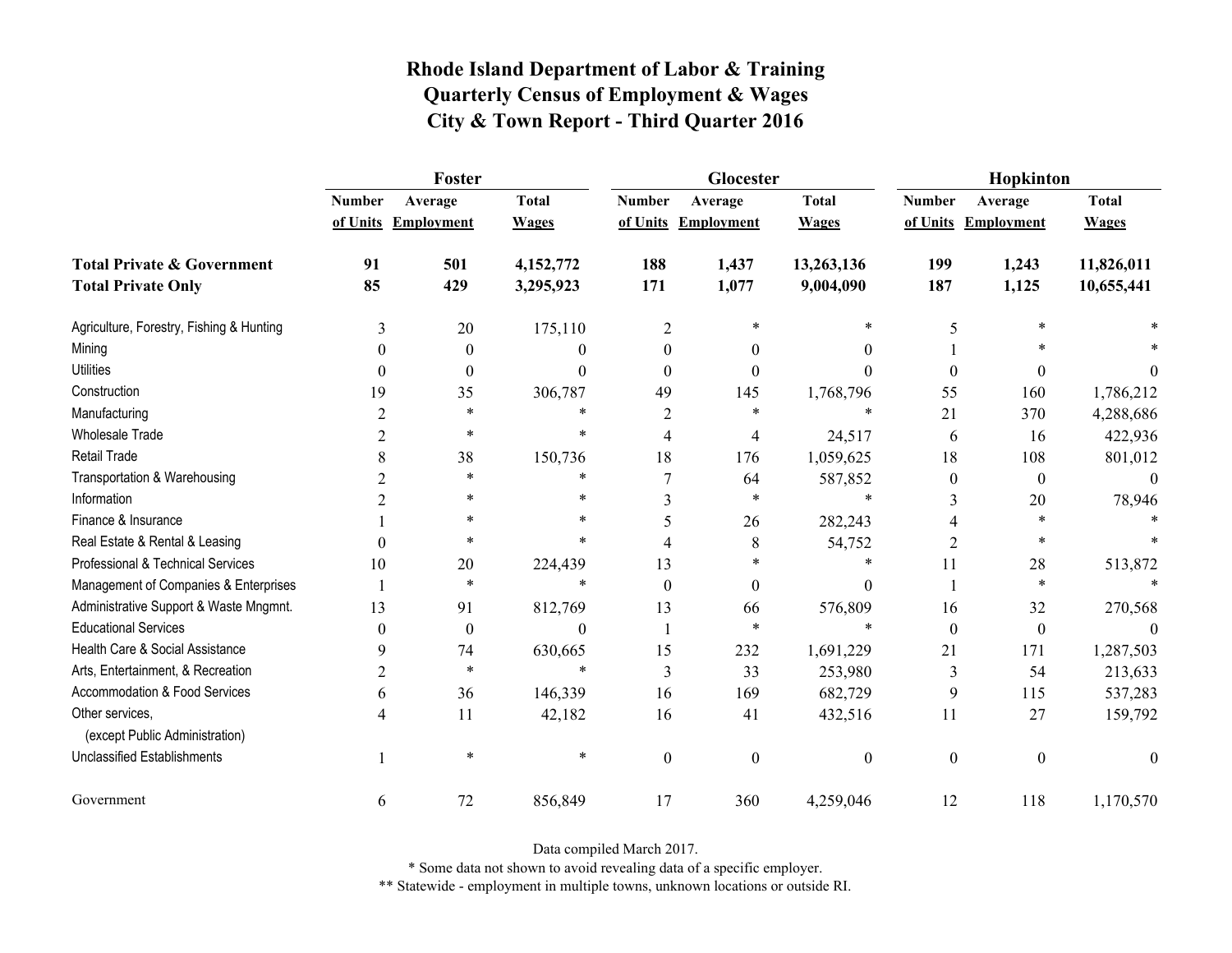# Rhode Island Department of Labor & Training
## Quarterly Census of Employment & Wages
## City & Town Report - Third Quarter 2016

| | Foster | | | Glocester | | | Hopkinton | | |
|---|---|---|---|---|---|---|---|---|---|
| | Number of Units | Average Employment | Total Wages | Number of Units | Average Employment | Total Wages | Number of Units | Average Employment | Total Wages |
| **Total Private & Government** | **91** | **501** | **4,152,772** | **188** | **1,437** | **13,263,136** | **199** | **1,243** | **11,826,011** |
| **Total Private Only** | **85** | **429** | **3,295,923** | **171** | **1,077** | **9,004,090** | **187** | **1,125** | **10,655,441** |
| Agriculture, Forestry, Fishing & Hunting | 3 | 20 | 175,110 | 2 | * | * | 5 | * | * |
| Mining | 0 | 0 | 0 | 0 | 0 | 0 | 1 | * | * |
| Utilities | 0 | 0 | 0 | 0 | 0 | 0 | 0 | 0 | 0 |
| Construction | 19 | 35 | 306,787 | 49 | 145 | 1,768,796 | 55 | 160 | 1,786,212 |
| Manufacturing | 2 | * | * | 2 | * | * | 21 | 370 | 4,288,686 |
| Wholesale Trade | 2 | * | * | 4 | 4 | 24,517 | 6 | 16 | 422,936 |
| Retail Trade | 8 | 38 | 150,736 | 18 | 176 | 1,059,625 | 18 | 108 | 801,012 |
| Transportation & Warehousing | 2 | * | * | 7 | 64 | 587,852 | 0 | 0 | 0 |
| Information | 2 | * | * | 3 | * | * | 3 | 20 | 78,946 |
| Finance & Insurance | 1 | * | * | 5 | 26 | 282,243 | 4 | * | * |
| Real Estate & Rental & Leasing | 0 | * | * | 4 | 8 | 54,752 | 2 | * | * |
| Professional & Technical Services | 10 | 20 | 224,439 | 13 | * | * | 11 | 28 | 513,872 |
| Management of Companies & Enterprises | 1 | * | * | 0 | 0 | 0 | 1 | * | * |
| Administrative Support & Waste Mngmnt. | 13 | 91 | 812,769 | 13 | 66 | 576,809 | 16 | 32 | 270,568 |
| Educational Services | 0 | 0 | 0 | 1 | * | * | 0 | 0 | 0 |
| Health Care & Social Assistance | 9 | 74 | 630,665 | 15 | 232 | 1,691,229 | 21 | 171 | 1,287,503 |
| Arts, Entertainment, & Recreation | 2 | * | * | 3 | 33 | 253,980 | 3 | 54 | 213,633 |
| Accommodation & Food Services | 6 | 36 | 146,339 | 16 | 169 | 682,729 | 9 | 115 | 537,283 |
| Other services, (except Public Administration) | 4 | 11 | 42,182 | 16 | 41 | 432,516 | 11 | 27 | 159,792 |
| Unclassified Establishments | 1 | * | * | 0 | 0 | 0 | 0 | 0 | 0 |
| Government | 6 | 72 | 856,849 | 17 | 360 | 4,259,046 | 12 | 118 | 1,170,570 |

Data compiled March 2017.

* Some data not shown to avoid revealing data of a specific employer.

** Statewide - employment in multiple towns, unknown locations or outside RI.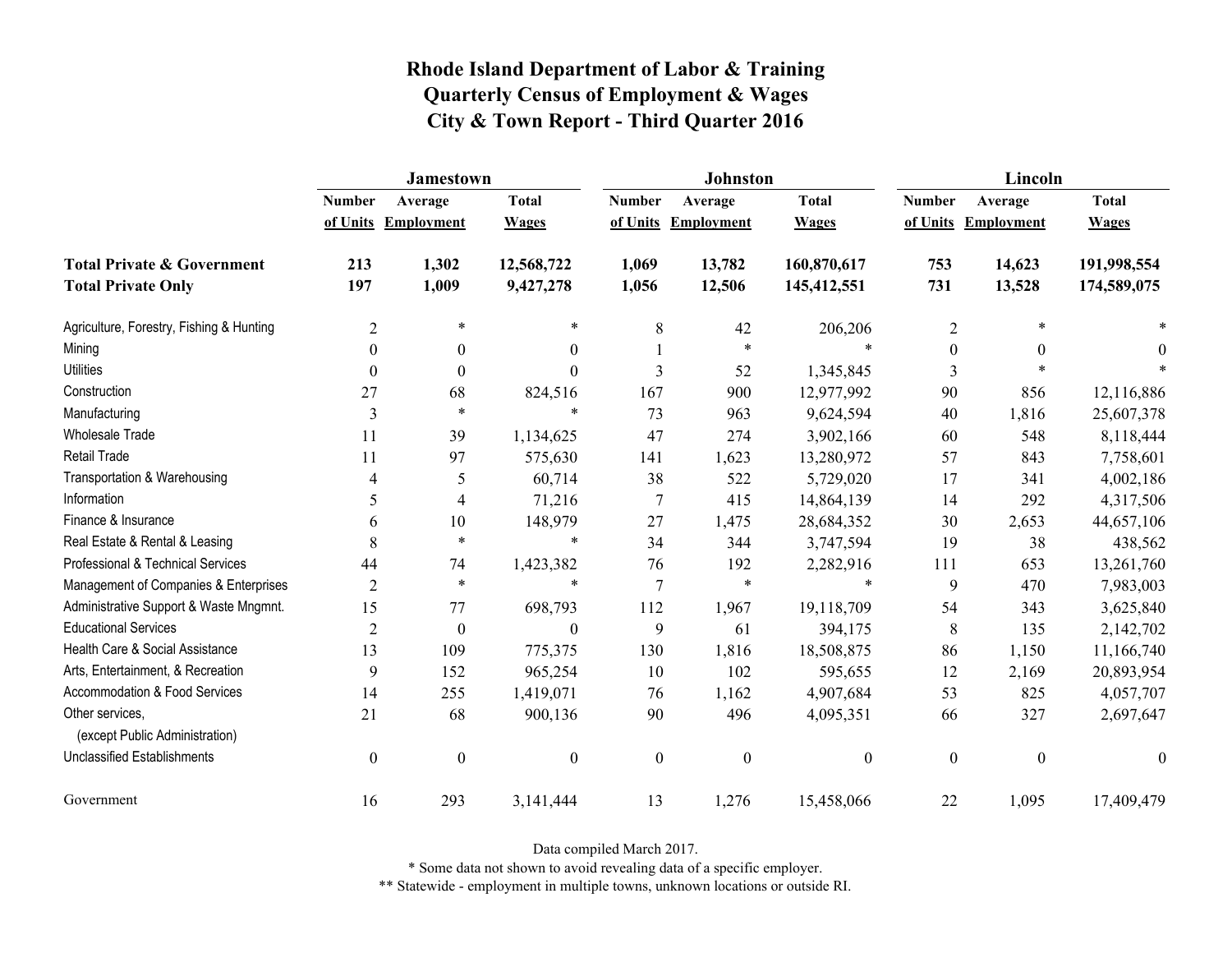# Rhode Island Department of Labor & Training
## Quarterly Census of Employment & Wages
## City & Town Report - Third Quarter 2016

| | Jamestown | | | Johnston | | | Lincoln | | |
|---|---|---|---|---|---|---|---|---|---|
| | Number of Units | Average Employment | Total Wages | Number of Units | Average Employment | Total Wages | Number of Units | Average Employment | Total Wages |
| **Total Private & Government** | **213** | **1,302** | **12,568,722** | **1,069** | **13,782** | **160,870,617** | **753** | **14,623** | **191,998,554** |
| **Total Private Only** | **197** | **1,009** | **9,427,278** | **1,056** | **12,506** | **145,412,551** | **731** | **13,528** | **174,589,075** |
| Agriculture, Forestry, Fishing & Hunting | 2 | * | * | 8 | 42 | 206,206 | 2 | * | * |
| Mining | 0 | 0 | 0 | 1 | * | * | 0 | 0 | 0 |
| Utilities | 0 | 0 | 0 | 3 | 52 | 1,345,845 | 3 | * | * |
| Construction | 27 | 68 | 824,516 | 167 | 900 | 12,977,992 | 90 | 856 | 12,116,886 |
| Manufacturing | 3 | * | * | 73 | 963 | 9,624,594 | 40 | 1,816 | 25,607,378 |
| Wholesale Trade | 11 | 39 | 1,134,625 | 47 | 274 | 3,902,166 | 60 | 548 | 8,118,444 |
| Retail Trade | 11 | 97 | 575,630 | 141 | 1,623 | 13,280,972 | 57 | 843 | 7,758,601 |
| Transportation & Warehousing | 4 | 5 | 60,714 | 38 | 522 | 5,729,020 | 17 | 341 | 4,002,186 |
| Information | 5 | 4 | 71,216 | 7 | 415 | 14,864,139 | 14 | 292 | 4,317,506 |
| Finance & Insurance | 6 | 10 | 148,979 | 27 | 1,475 | 28,684,352 | 30 | 2,653 | 44,657,106 |
| Real Estate & Rental & Leasing | 8 | * | * | 34 | 344 | 3,747,594 | 19 | 38 | 438,562 |
| Professional & Technical Services | 44 | 74 | 1,423,382 | 76 | 192 | 2,282,916 | 111 | 653 | 13,261,760 |
| Management of Companies & Enterprises | 2 | * | * | 7 | * | * | 9 | 470 | 7,983,003 |
| Administrative Support & Waste Mngmnt. | 15 | 77 | 698,793 | 112 | 1,967 | 19,118,709 | 54 | 343 | 3,625,840 |
| Educational Services | 2 | 0 | 0 | 9 | 61 | 394,175 | 8 | 135 | 2,142,702 |
| Health Care & Social Assistance | 13 | 109 | 775,375 | 130 | 1,816 | 18,508,875 | 86 | 1,150 | 11,166,740 |
| Arts, Entertainment, & Recreation | 9 | 152 | 965,254 | 10 | 102 | 595,655 | 12 | 2,169 | 20,893,954 |
| Accommodation & Food Services | 14 | 255 | 1,419,071 | 76 | 1,162 | 4,907,684 | 53 | 825 | 4,057,707 |
| Other services, (except Public Administration) | 21 | 68 | 900,136 | 90 | 496 | 4,095,351 | 66 | 327 | 2,697,647 |
| Unclassified Establishments | 0 | 0 | 0 | 0 | 0 | 0 | 0 | 0 | 0 |
| Government | 16 | 293 | 3,141,444 | 13 | 1,276 | 15,458,066 | 22 | 1,095 | 17,409,479 |

Data compiled March 2017.

* Some data not shown to avoid revealing data of a specific employer.

** Statewide - employment in multiple towns, unknown locations or outside RI.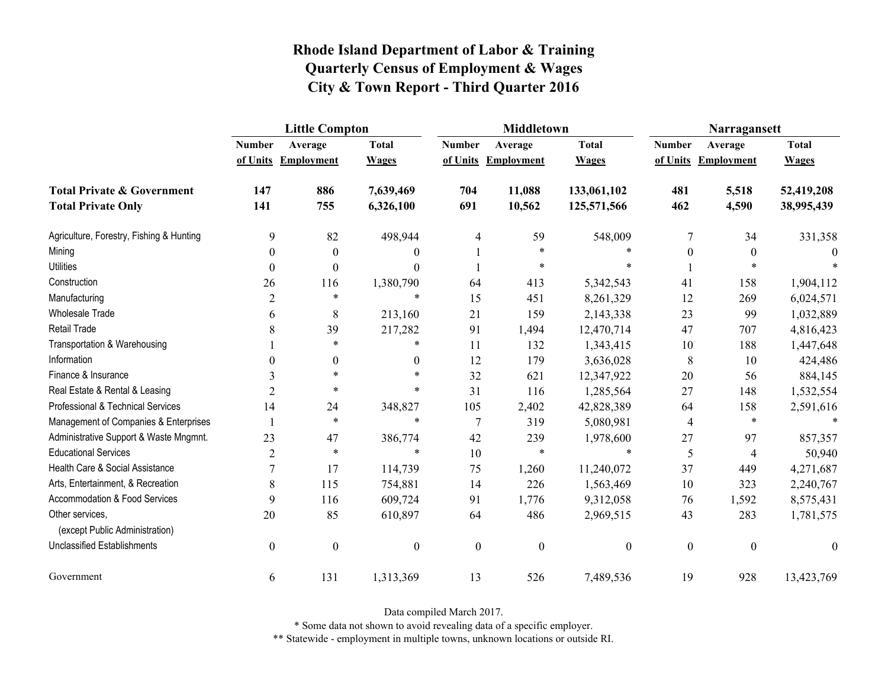# Rhode Island Department of Labor & Training
# Quarterly Census of Employment & Wages
# City & Town Report - Third Quarter 2016

| | Little Compton | | | Middletown | | | Narragansett | | |
|---|---|---|---|---|---|---|---|---|---|
| | Number of Units | Average Employment | Total Wages | Number of Units | Average Employment | Total Wages | Number of Units | Average Employment | Total Wages |
| **Total Private & Government** | **147** | **886** | **7,639,469** | **704** | **11,088** | **133,061,102** | **481** | **5,518** | **52,419,208** |
| **Total Private Only** | **141** | **755** | **6,326,100** | **691** | **10,562** | **125,571,566** | **462** | **4,590** | **38,995,439** |
| Agriculture, Forestry, Fishing & Hunting | 9 | 82 | 498,944 | 4 | 59 | 548,009 | 7 | 34 | 331,358 |
| Mining | 0 | 0 | 0 | 1 | * | * | 0 | 0 | 0 |
| Utilities | 0 | 0 | 0 | 1 | * | * | 1 | * | * |
| Construction | 26 | 116 | 1,380,790 | 64 | 413 | 5,342,543 | 41 | 158 | 1,904,112 |
| Manufacturing | 2 | * | * | 15 | 451 | 8,261,329 | 12 | 269 | 6,024,571 |
| Wholesale Trade | 6 | 8 | 213,160 | 21 | 159 | 2,143,338 | 23 | 99 | 1,032,889 |
| Retail Trade | 8 | 39 | 217,282 | 91 | 1,494 | 12,470,714 | 47 | 707 | 4,816,423 |
| Transportation & Warehousing | 1 | * | * | 11 | 132 | 1,343,415 | 10 | 188 | 1,447,648 |
| Information | 0 | 0 | 0 | 12 | 179 | 3,636,028 | 8 | 10 | 424,486 |
| Finance & Insurance | 3 | * | * | 32 | 621 | 12,347,922 | 20 | 56 | 884,145 |
| Real Estate & Rental & Leasing | 2 | * | * | 31 | 116 | 1,285,564 | 27 | 148 | 1,532,554 |
| Professional & Technical Services | 14 | 24 | 348,827 | 105 | 2,402 | 42,828,389 | 64 | 158 | 2,591,616 |
| Management of Companies & Enterprises | 1 | * | * | 7 | 319 | 5,080,981 | 4 | * | * |
| Administrative Support & Waste Mngmnt. | 23 | 47 | 386,774 | 42 | 239 | 1,978,600 | 27 | 97 | 857,357 |
| Educational Services | 2 | * | * | 10 | * | * | 5 | 4 | 50,940 |
| Health Care & Social Assistance | 7 | 17 | 114,739 | 75 | 1,260 | 11,240,072 | 37 | 449 | 4,271,687 |
| Arts, Entertainment, & Recreation | 8 | 115 | 754,881 | 14 | 226 | 1,563,469 | 10 | 323 | 2,240,767 |
| Accommodation & Food Services | 9 | 116 | 609,724 | 91 | 1,776 | 9,312,058 | 76 | 1,592 | 8,575,431 |
| Other services, (except Public Administration) | 20 | 85 | 610,897 | 64 | 486 | 2,969,515 | 43 | 283 | 1,781,575 |
| Unclassified Establishments | 0 | 0 | 0 | 0 | 0 | 0 | 0 | 0 | 0 |
| Government | 6 | 131 | 1,313,369 | 13 | 526 | 7,489,536 | 19 | 928 | 13,423,769 |

Data compiled March 2017.

* Some data not shown to avoid revealing data of a specific employer.

** Statewide - employment in multiple towns, unknown locations or outside RI.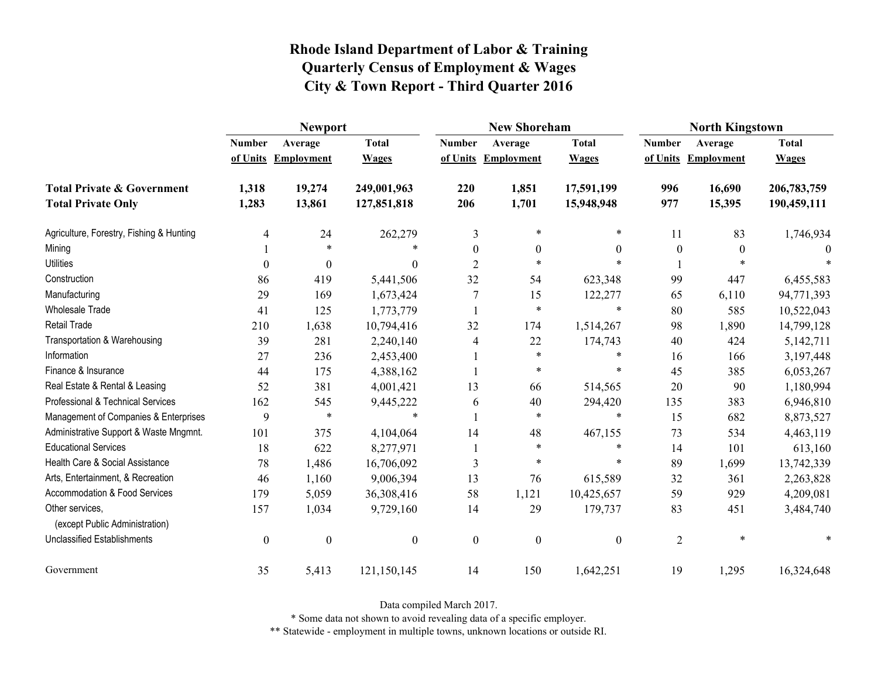# Rhode Island Department of Labor & Training
## Quarterly Census of Employment & Wages
## City & Town Report - Third Quarter 2016

| | Newport | | | New Shoreham | | | North Kingstown | | |
|---|---|---|---|---|---|---|---|---|---|
| | Number of Units | Average Employment | Total Wages | Number of Units | Average Employment | Total Wages | Number of Units | Average Employment | Total Wages |
| **Total Private & Government** | **1,318** | **19,274** | **249,001,963** | **220** | **1,851** | **17,591,199** | **996** | **16,690** | **206,783,759** |
| **Total Private Only** | **1,283** | **13,861** | **127,851,818** | **206** | **1,701** | **15,948,948** | **977** | **15,395** | **190,459,111** |
| Agriculture, Forestry, Fishing & Hunting | 4 | 24 | 262,279 | 3 | * | * | 11 | 83 | 1,746,934 |
| Mining | 1 | * | * | 0 | 0 | 0 | 0 | 0 | 0 |
| Utilities | 0 | 0 | 0 | 2 | * | * | 1 | * | * |
| Construction | 86 | 419 | 5,441,506 | 32 | 54 | 623,348 | 99 | 447 | 6,455,583 |
| Manufacturing | 29 | 169 | 1,673,424 | 7 | 15 | 122,277 | 65 | 6,110 | 94,771,393 |
| Wholesale Trade | 41 | 125 | 1,773,779 | 1 | * | * | 80 | 585 | 10,522,043 |
| Retail Trade | 210 | 1,638 | 10,794,416 | 32 | 174 | 1,514,267 | 98 | 1,890 | 14,799,128 |
| Transportation & Warehousing | 39 | 281 | 2,240,140 | 4 | 22 | 174,743 | 40 | 424 | 5,142,711 |
| Information | 27 | 236 | 2,453,400 | 1 | * | * | 16 | 166 | 3,197,448 |
| Finance & Insurance | 44 | 175 | 4,388,162 | 1 | * | * | 45 | 385 | 6,053,267 |
| Real Estate & Rental & Leasing | 52 | 381 | 4,001,421 | 13 | 66 | 514,565 | 20 | 90 | 1,180,994 |
| Professional & Technical Services | 162 | 545 | 9,445,222 | 6 | 40 | 294,420 | 135 | 383 | 6,946,810 |
| Management of Companies & Enterprises | 9 | * | * | 1 | * | * | 15 | 682 | 8,873,527 |
| Administrative Support & Waste Mngmnt. | 101 | 375 | 4,104,064 | 14 | 48 | 467,155 | 73 | 534 | 4,463,119 |
| Educational Services | 18 | 622 | 8,277,971 | 1 | * | * | 14 | 101 | 613,160 |
| Health Care & Social Assistance | 78 | 1,486 | 16,706,092 | 3 | * | * | 89 | 1,699 | 13,742,339 |
| Arts, Entertainment, & Recreation | 46 | 1,160 | 9,006,394 | 13 | 76 | 615,589 | 32 | 361 | 2,263,828 |
| Accommodation & Food Services | 179 | 5,059 | 36,308,416 | 58 | 1,121 | 10,425,657 | 59 | 929 | 4,209,081 |
| Other services, (except Public Administration) | 157 | 1,034 | 9,729,160 | 14 | 29 | 179,737 | 83 | 451 | 3,484,740 |
| Unclassified Establishments | 0 | 0 | 0 | 0 | 0 | 0 | 2 | * | * |
| Government | 35 | 5,413 | 121,150,145 | 14 | 150 | 1,642,251 | 19 | 1,295 | 16,324,648 |

Data compiled March 2017.

* Some data not shown to avoid revealing data of a specific employer.

** Statewide - employment in multiple towns, unknown locations or outside RI.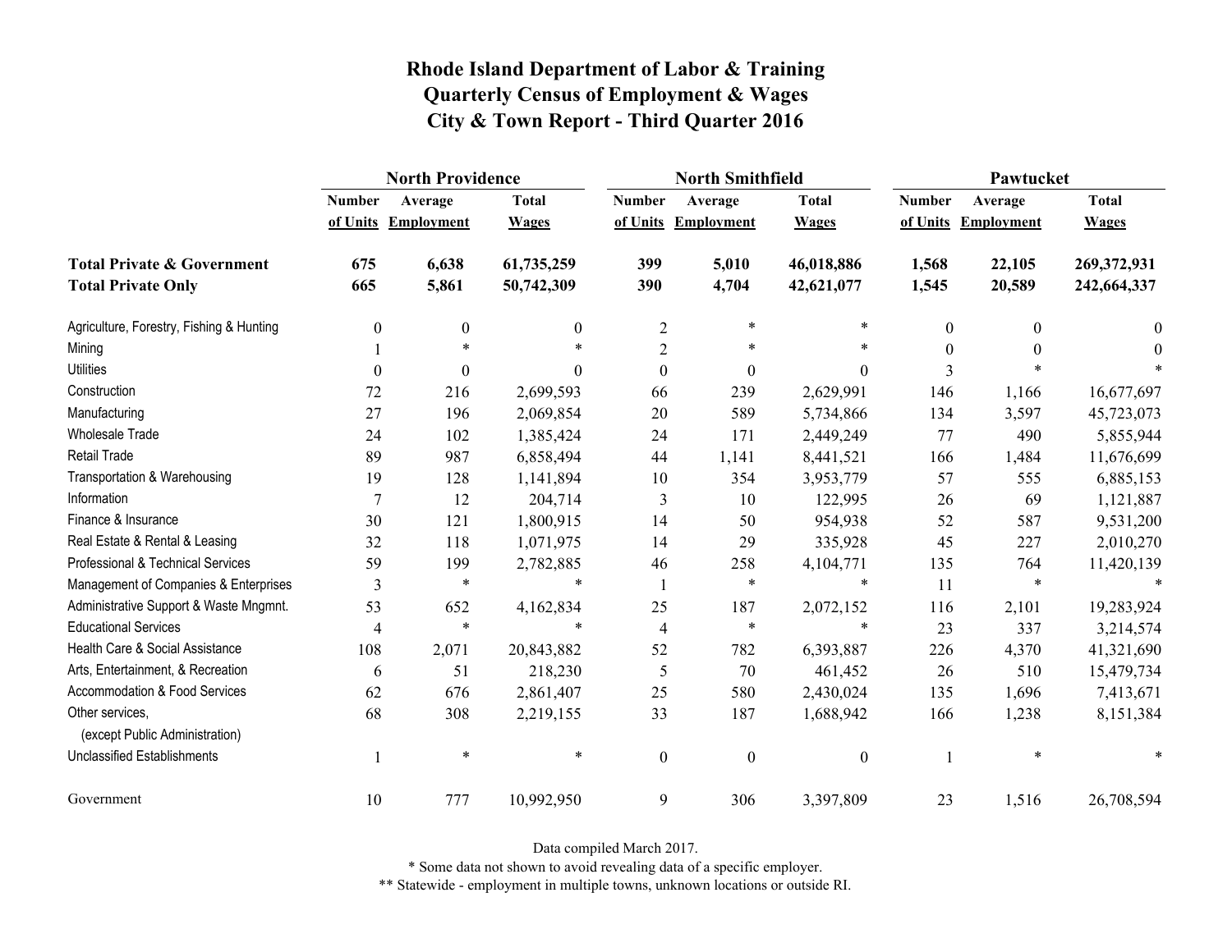# Rhode Island Department of Labor & Training
## Quarterly Census of Employment & Wages
## City & Town Report - Third Quarter 2016

| | North Providence | | | North Smithfield | | | Pawtucket | | |
|---|---|---|---|---|---|---|---|---|---|
| | Number of Units | Average Employment | Total Wages | Number of Units | Average Employment | Total Wages | Number of Units | Average Employment | Total Wages |
| **Total Private & Government** | **675** | **6,638** | **61,735,259** | **399** | **5,010** | **46,018,886** | **1,568** | **22,105** | **269,372,931** |
| **Total Private Only** | **665** | **5,861** | **50,742,309** | **390** | **4,704** | **42,621,077** | **1,545** | **20,589** | **242,664,337** |
| Agriculture, Forestry, Fishing & Hunting | 0 | 0 | 0 | 2 | * | * | 0 | 0 | 0 |
| Mining | 1 | * | * | 2 | * | * | 0 | 0 | 0 |
| Utilities | 0 | 0 | 0 | 0 | 0 | 0 | 3 | * | * |
| Construction | 72 | 216 | 2,699,593 | 66 | 239 | 2,629,991 | 146 | 1,166 | 16,677,697 |
| Manufacturing | 27 | 196 | 2,069,854 | 20 | 589 | 5,734,866 | 134 | 3,597 | 45,723,073 |
| Wholesale Trade | 24 | 102 | 1,385,424 | 24 | 171 | 2,449,249 | 77 | 490 | 5,855,944 |
| Retail Trade | 89 | 987 | 6,858,494 | 44 | 1,141 | 8,441,521 | 166 | 1,484 | 11,676,699 |
| Transportation & Warehousing | 19 | 128 | 1,141,894 | 10 | 354 | 3,953,779 | 57 | 555 | 6,885,153 |
| Information | 7 | 12 | 204,714 | 3 | 10 | 122,995 | 26 | 69 | 1,121,887 |
| Finance & Insurance | 30 | 121 | 1,800,915 | 14 | 50 | 954,938 | 52 | 587 | 9,531,200 |
| Real Estate & Rental & Leasing | 32 | 118 | 1,071,975 | 14 | 29 | 335,928 | 45 | 227 | 2,010,270 |
| Professional & Technical Services | 59 | 199 | 2,782,885 | 46 | 258 | 4,104,771 | 135 | 764 | 11,420,139 |
| Management of Companies & Enterprises | 3 | * | * | 1 | * | * | 11 | * | * |
| Administrative Support & Waste Mngmnt. | 53 | 652 | 4,162,834 | 25 | 187 | 2,072,152 | 116 | 2,101 | 19,283,924 |
| Educational Services | 4 | * | * | 4 | * | * | 23 | 337 | 3,214,574 |
| Health Care & Social Assistance | 108 | 2,071 | 20,843,882 | 52 | 782 | 6,393,887 | 226 | 4,370 | 41,321,690 |
| Arts, Entertainment, & Recreation | 6 | 51 | 218,230 | 5 | 70 | 461,452 | 26 | 510 | 15,479,734 |
| Accommodation & Food Services | 62 | 676 | 2,861,407 | 25 | 580 | 2,430,024 | 135 | 1,696 | 7,413,671 |
| Other services, (except Public Administration) | 68 | 308 | 2,219,155 | 33 | 187 | 1,688,942 | 166 | 1,238 | 8,151,384 |
| Unclassified Establishments | 1 | * | * | 0 | 0 | 0 | 1 | * | * |
| Government | 10 | 777 | 10,992,950 | 9 | 306 | 3,397,809 | 23 | 1,516 | 26,708,594 |

Data compiled March 2017.

* Some data not shown to avoid revealing data of a specific employer.

** Statewide - employment in multiple towns, unknown locations or outside RI.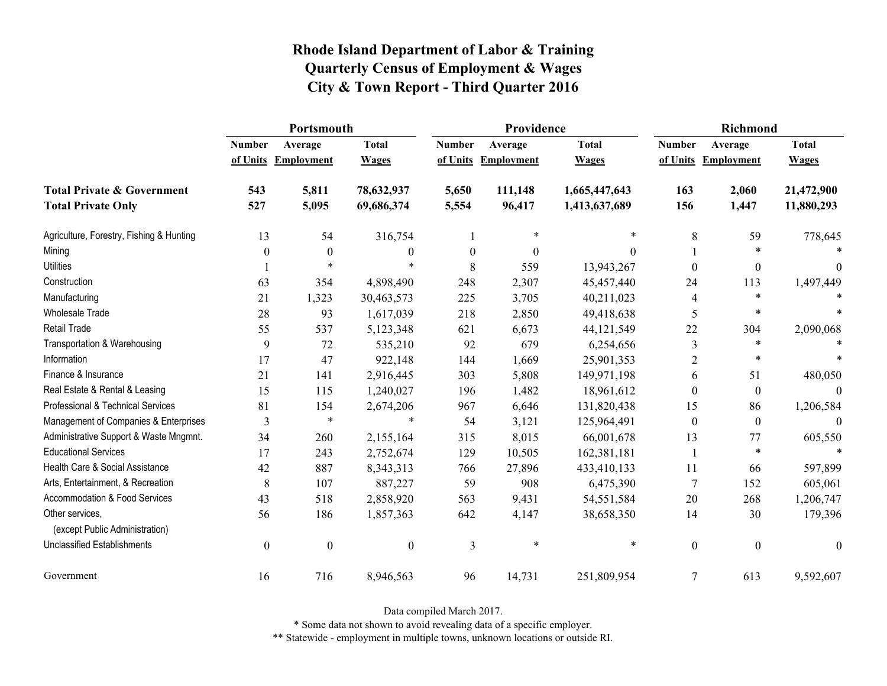# Rhode Island Department of Labor & Training
## Quarterly Census of Employment & Wages
## City & Town Report - Third Quarter 2016

| | Portsmouth | | | Providence | | | Richmond | | |
|---|---|---|---|---|---|---|---|---|---|
| | Number of Units | Average Employment | Total Wages | Number of Units | Average Employment | Total Wages | Number of Units | Average Employment | Total Wages |
| **Total Private & Government** | **543** | **5,811** | **78,632,937** | **5,650** | **111,148** | **1,665,447,643** | **163** | **2,060** | **21,472,900** |
| **Total Private Only** | **527** | **5,095** | **69,686,374** | **5,554** | **96,417** | **1,413,637,689** | **156** | **1,447** | **11,880,293** |
| Agriculture, Forestry, Fishing & Hunting | 13 | 54 | 316,754 | 1 | * | * | 8 | 59 | 778,645 |
| Mining | 0 | 0 | 0 | 0 | 0 | 0 | 1 | * | * |
| Utilities | 1 | * | * | 8 | 559 | 13,943,267 | 0 | 0 | 0 |
| Construction | 63 | 354 | 4,898,490 | 248 | 2,307 | 45,457,440 | 24 | 113 | 1,497,449 |
| Manufacturing | 21 | 1,323 | 30,463,573 | 225 | 3,705 | 40,211,023 | 4 | * | * |
| Wholesale Trade | 28 | 93 | 1,617,039 | 218 | 2,850 | 49,418,638 | 5 | * | * |
| Retail Trade | 55 | 537 | 5,123,348 | 621 | 6,673 | 44,121,549 | 22 | 304 | 2,090,068 |
| Transportation & Warehousing | 9 | 72 | 535,210 | 92 | 679 | 6,254,656 | 3 | * | * |
| Information | 17 | 47 | 922,148 | 144 | 1,669 | 25,901,353 | 2 | * | * |
| Finance & Insurance | 21 | 141 | 2,916,445 | 303 | 5,808 | 149,971,198 | 6 | 51 | 480,050 |
| Real Estate & Rental & Leasing | 15 | 115 | 1,240,027 | 196 | 1,482 | 18,961,612 | 0 | 0 | 0 |
| Professional & Technical Services | 81 | 154 | 2,674,206 | 967 | 6,646 | 131,820,438 | 15 | 86 | 1,206,584 |
| Management of Companies & Enterprises | 3 | * | * | 54 | 3,121 | 125,964,491 | 0 | 0 | 0 |
| Administrative Support & Waste Mngmnt. | 34 | 260 | 2,155,164 | 315 | 8,015 | 66,001,678 | 13 | 77 | 605,550 |
| Educational Services | 17 | 243 | 2,752,674 | 129 | 10,505 | 162,381,181 | 1 | * | * |
| Health Care & Social Assistance | 42 | 887 | 8,343,313 | 766 | 27,896 | 433,410,133 | 11 | 66 | 597,899 |
| Arts, Entertainment, & Recreation | 8 | 107 | 887,227 | 59 | 908 | 6,475,390 | 7 | 152 | 605,061 |
| Accommodation & Food Services | 43 | 518 | 2,858,920 | 563 | 9,431 | 54,551,584 | 20 | 268 | 1,206,747 |
| Other services, (except Public Administration) | 56 | 186 | 1,857,363 | 642 | 4,147 | 38,658,350 | 14 | 30 | 179,396 |
| Unclassified Establishments | 0 | 0 | 0 | 3 | * | * | 0 | 0 | 0 |
| Government | 16 | 716 | 8,946,563 | 96 | 14,731 | 251,809,954 | 7 | 613 | 9,592,607 |

Data compiled March 2017.

* Some data not shown to avoid revealing data of a specific employer.

** Statewide - employment in multiple towns, unknown locations or outside RI.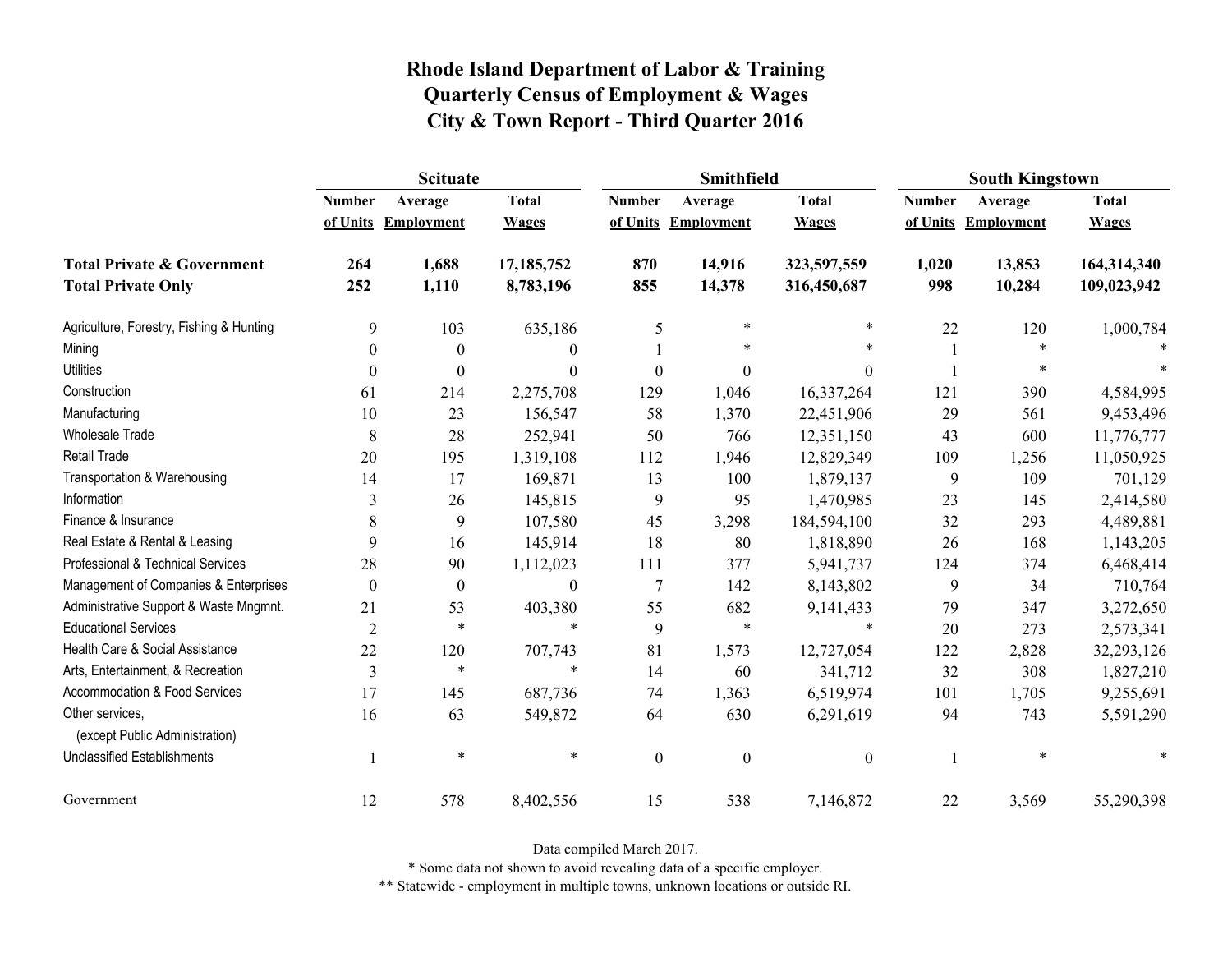# Rhode Island Department of Labor & Training
# Quarterly Census of Employment & Wages
# City & Town Report - Third Quarter 2016

| | Scituate | | | Smithfield | | | South Kingstown | | |
|---|---|---|---|---|---|---|---|---|---|
| | Number of Units | Average Employment | Total Wages | Number of Units | Average Employment | Total Wages | Number of Units | Average Employment | Total Wages |
| **Total Private & Government** | **264** | **1,688** | **17,185,752** | **870** | **14,916** | **323,597,559** | **1,020** | **13,853** | **164,314,340** |
| **Total Private Only** | **252** | **1,110** | **8,783,196** | **855** | **14,378** | **316,450,687** | **998** | **10,284** | **109,023,942** |
| Agriculture, Forestry, Fishing & Hunting | 9 | 103 | 635,186 | 5 | * | * | 22 | 120 | 1,000,784 |
| Mining | 0 | 0 | 0 | 1 | * | * | 1 | * | * |
| Utilities | 0 | 0 | 0 | 0 | 0 | 0 | 1 | * | * |
| Construction | 61 | 214 | 2,275,708 | 129 | 1,046 | 16,337,264 | 121 | 390 | 4,584,995 |
| Manufacturing | 10 | 23 | 156,547 | 58 | 1,370 | 22,451,906 | 29 | 561 | 9,453,496 |
| Wholesale Trade | 8 | 28 | 252,941 | 50 | 766 | 12,351,150 | 43 | 600 | 11,776,777 |
| Retail Trade | 20 | 195 | 1,319,108 | 112 | 1,946 | 12,829,349 | 109 | 1,256 | 11,050,925 |
| Transportation & Warehousing | 14 | 17 | 169,871 | 13 | 100 | 1,879,137 | 9 | 109 | 701,129 |
| Information | 3 | 26 | 145,815 | 9 | 95 | 1,470,985 | 23 | 145 | 2,414,580 |
| Finance & Insurance | 8 | 9 | 107,580 | 45 | 3,298 | 184,594,100 | 32 | 293 | 4,489,881 |
| Real Estate & Rental & Leasing | 9 | 16 | 145,914 | 18 | 80 | 1,818,890 | 26 | 168 | 1,143,205 |
| Professional & Technical Services | 28 | 90 | 1,112,023 | 111 | 377 | 5,941,737 | 124 | 374 | 6,468,414 |
| Management of Companies & Enterprises | 0 | 0 | 0 | 7 | 142 | 8,143,802 | 9 | 34 | 710,764 |
| Administrative Support & Waste Mngmnt. | 21 | 53 | 403,380 | 55 | 682 | 9,141,433 | 79 | 347 | 3,272,650 |
| Educational Services | 2 | * | * | 9 | * | * | 20 | 273 | 2,573,341 |
| Health Care & Social Assistance | 22 | 120 | 707,743 | 81 | 1,573 | 12,727,054 | 122 | 2,828 | 32,293,126 |
| Arts, Entertainment, & Recreation | 3 | * | * | 14 | 60 | 341,712 | 32 | 308 | 1,827,210 |
| Accommodation & Food Services | 17 | 145 | 687,736 | 74 | 1,363 | 6,519,974 | 101 | 1,705 | 9,255,691 |
| Other services, (except Public Administration) | 16 | 63 | 549,872 | 64 | 630 | 6,291,619 | 94 | 743 | 5,591,290 |
| Unclassified Establishments | 1 | * | * | 0 | 0 | 0 | 1 | * | * |
| Government | 12 | 578 | 8,402,556 | 15 | 538 | 7,146,872 | 22 | 3,569 | 55,290,398 |

Data compiled March 2017.

* Some data not shown to avoid revealing data of a specific employer.

** Statewide - employment in multiple towns, unknown locations or outside RI.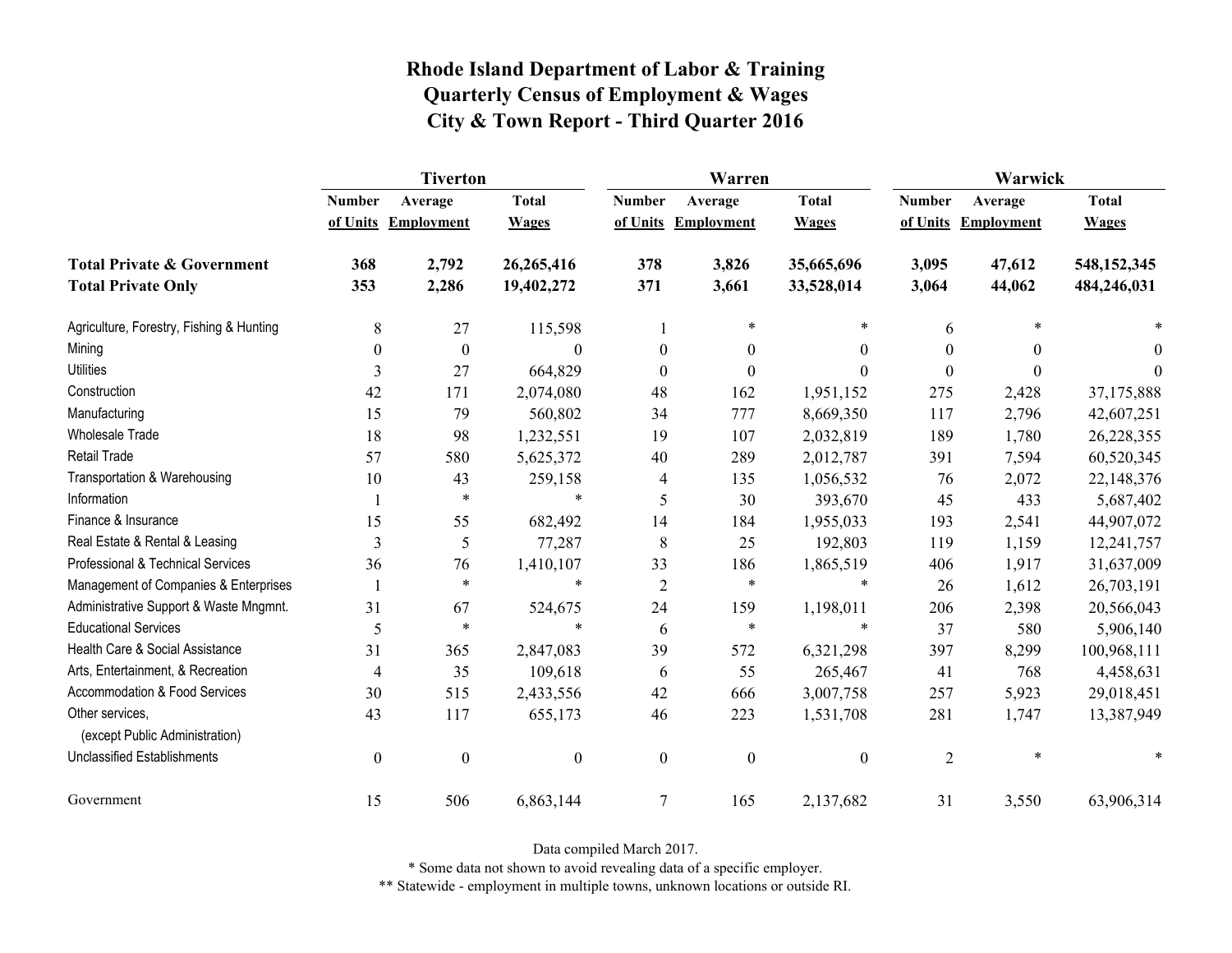# Rhode Island Department of Labor & Training
## Quarterly Census of Employment & Wages
## City & Town Report - Third Quarter 2016

| | Tiverton | | | Warren | | | Warwick | | |
|---|---|---|---|---|---|---|---|---|---|
| | Number of Units | Average Employment | Total Wages | Number of Units | Average Employment | Total Wages | Number of Units | Average Employment | Total Wages |
| **Total Private & Government** | **368** | **2,792** | **26,265,416** | **378** | **3,826** | **35,665,696** | **3,095** | **47,612** | **548,152,345** |
| **Total Private Only** | **353** | **2,286** | **19,402,272** | **371** | **3,661** | **33,528,014** | **3,064** | **44,062** | **484,246,031** |
| Agriculture, Forestry, Fishing & Hunting | 8 | 27 | 115,598 | 1 | * | * | 6 | * | * |
| Mining | 0 | 0 | 0 | 0 | 0 | 0 | 0 | 0 | 0 |
| Utilities | 3 | 27 | 664,829 | 0 | 0 | 0 | 0 | 0 | 0 |
| Construction | 42 | 171 | 2,074,080 | 48 | 162 | 1,951,152 | 275 | 2,428 | 37,175,888 |
| Manufacturing | 15 | 79 | 560,802 | 34 | 777 | 8,669,350 | 117 | 2,796 | 42,607,251 |
| Wholesale Trade | 18 | 98 | 1,232,551 | 19 | 107 | 2,032,819 | 189 | 1,780 | 26,228,355 |
| Retail Trade | 57 | 580 | 5,625,372 | 40 | 289 | 2,012,787 | 391 | 7,594 | 60,520,345 |
| Transportation & Warehousing | 10 | 43 | 259,158 | 4 | 135 | 1,056,532 | 76 | 2,072 | 22,148,376 |
| Information | 1 | * | * | 5 | 30 | 393,670 | 45 | 433 | 5,687,402 |
| Finance & Insurance | 15 | 55 | 682,492 | 14 | 184 | 1,955,033 | 193 | 2,541 | 44,907,072 |
| Real Estate & Rental & Leasing | 3 | 5 | 77,287 | 8 | 25 | 192,803 | 119 | 1,159 | 12,241,757 |
| Professional & Technical Services | 36 | 76 | 1,410,107 | 33 | 186 | 1,865,519 | 406 | 1,917 | 31,637,009 |
| Management of Companies & Enterprises | 1 | * | * | 2 | * | * | 26 | 1,612 | 26,703,191 |
| Administrative Support & Waste Mngmnt. | 31 | 67 | 524,675 | 24 | 159 | 1,198,011 | 206 | 2,398 | 20,566,043 |
| Educational Services | 5 | * | * | 6 | * | * | 37 | 580 | 5,906,140 |
| Health Care & Social Assistance | 31 | 365 | 2,847,083 | 39 | 572 | 6,321,298 | 397 | 8,299 | 100,968,111 |
| Arts, Entertainment, & Recreation | 4 | 35 | 109,618 | 6 | 55 | 265,467 | 41 | 768 | 4,458,631 |
| Accommodation & Food Services | 30 | 515 | 2,433,556 | 42 | 666 | 3,007,758 | 257 | 5,923 | 29,018,451 |
| Other services, (except Public Administration) | 43 | 117 | 655,173 | 46 | 223 | 1,531,708 | 281 | 1,747 | 13,387,949 |
| Unclassified Establishments | 0 | 0 | 0 | 0 | 0 | 0 | 2 | * | * |
| Government | 15 | 506 | 6,863,144 | 7 | 165 | 2,137,682 | 31 | 3,550 | 63,906,314 |

Data compiled March 2017.

* Some data not shown to avoid revealing data of a specific employer.

** Statewide - employment in multiple towns, unknown locations or outside RI.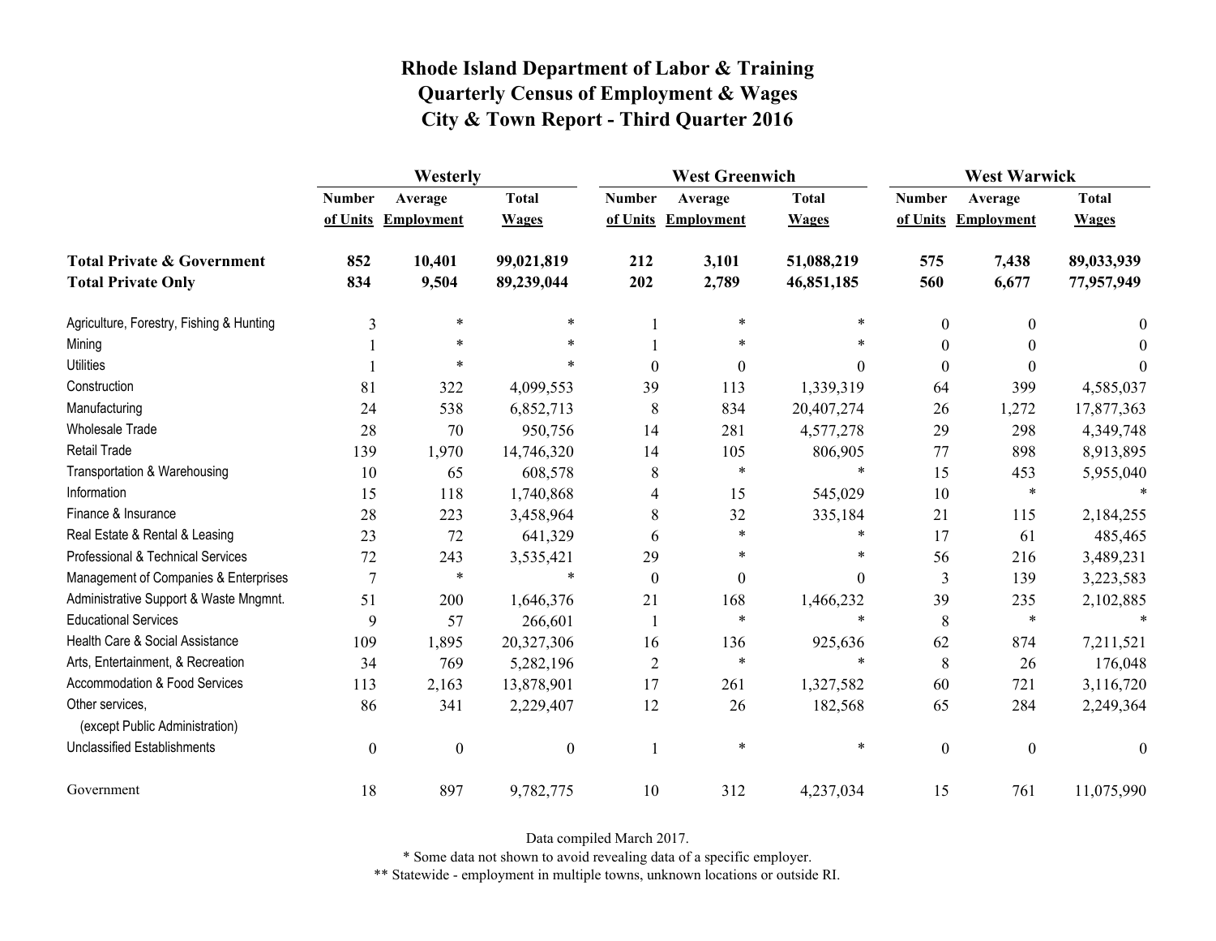# Rhode Island Department of Labor & Training
## Quarterly Census of Employment & Wages
## City & Town Report - Third Quarter 2016

| | Westerly | | | West Greenwich | | | West Warwick | | |
|---|---|---|---|---|---|---|---|---|---|
| | Number of Units | Average Employment | Total Wages | Number of Units | Average Employment | Total Wages | Number of Units | Average Employment | Total Wages |
| **Total Private & Government** | **852** | **10,401** | **99,021,819** | **212** | **3,101** | **51,088,219** | **575** | **7,438** | **89,033,939** |
| **Total Private Only** | **834** | **9,504** | **89,239,044** | **202** | **2,789** | **46,851,185** | **560** | **6,677** | **77,957,949** |
| Agriculture, Forestry, Fishing & Hunting | 3 | * | * | 1 | * | * | 0 | 0 | 0 |
| Mining | 1 | * | * | 1 | * | * | 0 | 0 | 0 |
| Utilities | 1 | * | * | 0 | 0 | 0 | 0 | 0 | 0 |
| Construction | 81 | 322 | 4,099,553 | 39 | 113 | 1,339,319 | 64 | 399 | 4,585,037 |
| Manufacturing | 24 | 538 | 6,852,713 | 8 | 834 | 20,407,274 | 26 | 1,272 | 17,877,363 |
| Wholesale Trade | 28 | 70 | 950,756 | 14 | 281 | 4,577,278 | 29 | 298 | 4,349,748 |
| Retail Trade | 139 | 1,970 | 14,746,320 | 14 | 105 | 806,905 | 77 | 898 | 8,913,895 |
| Transportation & Warehousing | 10 | 65 | 608,578 | 8 | * | * | 15 | 453 | 5,955,040 |
| Information | 15 | 118 | 1,740,868 | 4 | 15 | 545,029 | 10 | * | * |
| Finance & Insurance | 28 | 223 | 3,458,964 | 8 | 32 | 335,184 | 21 | 115 | 2,184,255 |
| Real Estate & Rental & Leasing | 23 | 72 | 641,329 | 6 | * | * | 17 | 61 | 485,465 |
| Professional & Technical Services | 72 | 243 | 3,535,421 | 29 | * | * | 56 | 216 | 3,489,231 |
| Management of Companies & Enterprises | 7 | * | * | 0 | 0 | 0 | 3 | 139 | 3,223,583 |
| Administrative Support & Waste Mngmnt. | 51 | 200 | 1,646,376 | 21 | 168 | 1,466,232 | 39 | 235 | 2,102,885 |
| Educational Services | 9 | 57 | 266,601 | 1 | * | * | 8 | * | * |
| Health Care & Social Assistance | 109 | 1,895 | 20,327,306 | 16 | 136 | 925,636 | 62 | 874 | 7,211,521 |
| Arts, Entertainment, & Recreation | 34 | 769 | 5,282,196 | 2 | * | * | 8 | 26 | 176,048 |
| Accommodation & Food Services | 113 | 2,163 | 13,878,901 | 17 | 261 | 1,327,582 | 60 | 721 | 3,116,720 |
| Other services, (except Public Administration) | 86 | 341 | 2,229,407 | 12 | 26 | 182,568 | 65 | 284 | 2,249,364 |
| Unclassified Establishments | 0 | 0 | 0 | 1 | * | * | 0 | 0 | 0 |
| Government | 18 | 897 | 9,782,775 | 10 | 312 | 4,237,034 | 15 | 761 | 11,075,990 |

Data compiled March 2017.

* Some data not shown to avoid revealing data of a specific employer.

** Statewide - employment in multiple towns, unknown locations or outside RI.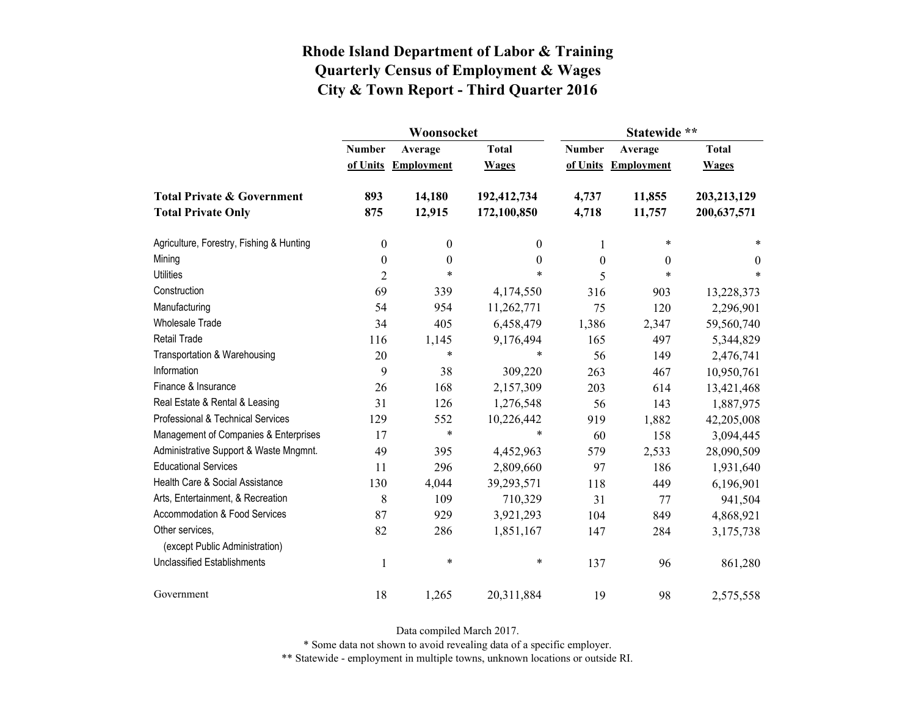# Rhode Island Department of Labor & Training
## Quarterly Census of Employment & Wages
## City & Town Report - Third Quarter 2016

| | Woonsocket | | | Statewide ** | | |
|---|---|---|---|---|---|---|
| | Number of Units | Average Employment | Total Wages | Number of Units | Average Employment | Total Wages |
| **Total Private & Government** | **893** | **14,180** | **192,412,734** | **4,737** | **11,855** | **203,213,129** |
| **Total Private Only** | **875** | **12,915** | **172,100,850** | **4,718** | **11,757** | **200,637,571** |
| Agriculture, Forestry, Fishing & Hunting | 0 | 0 | 0 | 1 | * | * |
| Mining | 0 | 0 | 0 | 0 | 0 | 0 |
| Utilities | 2 | * | * | 5 | * | * |
| Construction | 69 | 339 | 4,174,550 | 316 | 903 | 13,228,373 |
| Manufacturing | 54 | 954 | 11,262,771 | 75 | 120 | 2,296,901 |
| Wholesale Trade | 34 | 405 | 6,458,479 | 1,386 | 2,347 | 59,560,740 |
| Retail Trade | 116 | 1,145 | 9,176,494 | 165 | 497 | 5,344,829 |
| Transportation & Warehousing | 20 | * | * | 56 | 149 | 2,476,741 |
| Information | 9 | 38 | 309,220 | 263 | 467 | 10,950,761 |
| Finance & Insurance | 26 | 168 | 2,157,309 | 203 | 614 | 13,421,468 |
| Real Estate & Rental & Leasing | 31 | 126 | 1,276,548 | 56 | 143 | 1,887,975 |
| Professional & Technical Services | 129 | 552 | 10,226,442 | 919 | 1,882 | 42,205,008 |
| Management of Companies & Enterprises | 17 | * | * | 60 | 158 | 3,094,445 |
| Administrative Support & Waste Mngmnt. | 49 | 395 | 4,452,963 | 579 | 2,533 | 28,090,509 |
| Educational Services | 11 | 296 | 2,809,660 | 97 | 186 | 1,931,640 |
| Health Care & Social Assistance | 130 | 4,044 | 39,293,571 | 118 | 449 | 6,196,901 |
| Arts, Entertainment, & Recreation | 8 | 109 | 710,329 | 31 | 77 | 941,504 |
| Accommodation & Food Services | 87 | 929 | 3,921,293 | 104 | 849 | 4,868,921 |
| Other services, (except Public Administration) | 82 | 286 | 1,851,167 | 147 | 284 | 3,175,738 |
| Unclassified Establishments | 1 | * | * | 137 | 96 | 861,280 |
| Government | 18 | 1,265 | 20,311,884 | 19 | 98 | 2,575,558 |

Data compiled March 2017.

* Some data not shown to avoid revealing data of a specific employer.

** Statewide - employment in multiple towns, unknown locations or outside RI.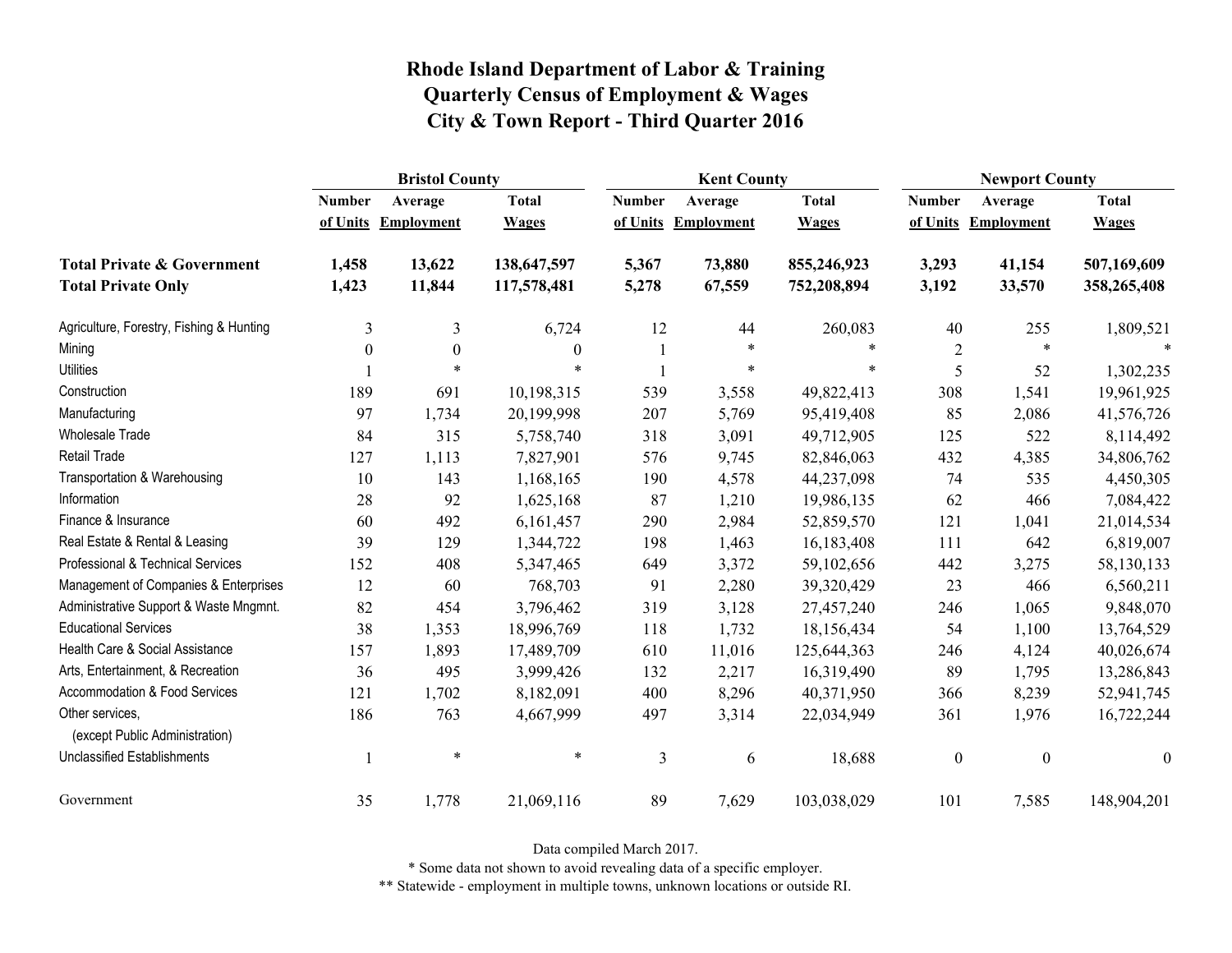# Rhode Island Department of Labor & Training
## Quarterly Census of Employment & Wages
## City & Town Report - Third Quarter 2016

| | Bristol County | | | Kent County | | | Newport County | | |
|---|---|---|---|---|---|---|---|---|---|
| | Number of Units | Average Employment | Total Wages | Number of Units | Average Employment | Total Wages | Number of Units | Average Employment | Total Wages |
| **Total Private & Government** | **1,458** | **13,622** | **138,647,597** | **5,367** | **73,880** | **855,246,923** | **3,293** | **41,154** | **507,169,609** |
| **Total Private Only** | **1,423** | **11,844** | **117,578,481** | **5,278** | **67,559** | **752,208,894** | **3,192** | **33,570** | **358,265,408** |
| Agriculture, Forestry, Fishing & Hunting | 3 | 3 | 6,724 | 12 | 44 | 260,083 | 40 | 255 | 1,809,521 |
| Mining | 0 | 0 | 0 | 1 | * | * | 2 | * | * |
| Utilities | 1 | * | * | 1 | * | * | 5 | 52 | 1,302,235 |
| Construction | 189 | 691 | 10,198,315 | 539 | 3,558 | 49,822,413 | 308 | 1,541 | 19,961,925 |
| Manufacturing | 97 | 1,734 | 20,199,998 | 207 | 5,769 | 95,419,408 | 85 | 2,086 | 41,576,726 |
| Wholesale Trade | 84 | 315 | 5,758,740 | 318 | 3,091 | 49,712,905 | 125 | 522 | 8,114,492 |
| Retail Trade | 127 | 1,113 | 7,827,901 | 576 | 9,745 | 82,846,063 | 432 | 4,385 | 34,806,762 |
| Transportation & Warehousing | 10 | 143 | 1,168,165 | 190 | 4,578 | 44,237,098 | 74 | 535 | 4,450,305 |
| Information | 28 | 92 | 1,625,168 | 87 | 1,210 | 19,986,135 | 62 | 466 | 7,084,422 |
| Finance & Insurance | 60 | 492 | 6,161,457 | 290 | 2,984 | 52,859,570 | 121 | 1,041 | 21,014,534 |
| Real Estate & Rental & Leasing | 39 | 129 | 1,344,722 | 198 | 1,463 | 16,183,408 | 111 | 642 | 6,819,007 |
| Professional & Technical Services | 152 | 408 | 5,347,465 | 649 | 3,372 | 59,102,656 | 442 | 3,275 | 58,130,133 |
| Management of Companies & Enterprises | 12 | 60 | 768,703 | 91 | 2,280 | 39,320,429 | 23 | 466 | 6,560,211 |
| Administrative Support & Waste Mngmnt. | 82 | 454 | 3,796,462 | 319 | 3,128 | 27,457,240 | 246 | 1,065 | 9,848,070 |
| Educational Services | 38 | 1,353 | 18,996,769 | 118 | 1,732 | 18,156,434 | 54 | 1,100 | 13,764,529 |
| Health Care & Social Assistance | 157 | 1,893 | 17,489,709 | 610 | 11,016 | 125,644,363 | 246 | 4,124 | 40,026,674 |
| Arts, Entertainment, & Recreation | 36 | 495 | 3,999,426 | 132 | 2,217 | 16,319,490 | 89 | 1,795 | 13,286,843 |
| Accommodation & Food Services | 121 | 1,702 | 8,182,091 | 400 | 8,296 | 40,371,950 | 366 | 8,239 | 52,941,745 |
| Other services, (except Public Administration) | 186 | 763 | 4,667,999 | 497 | 3,314 | 22,034,949 | 361 | 1,976 | 16,722,244 |
| Unclassified Establishments | 1 | * | * | 3 | 6 | 18,688 | 0 | 0 | 0 |
| Government | 35 | 1,778 | 21,069,116 | 89 | 7,629 | 103,038,029 | 101 | 7,585 | 148,904,201 |

Data compiled March 2017.

\* Some data not shown to avoid revealing data of a specific employer.

\*\* Statewide - employment in multiple towns, unknown locations or outside RI.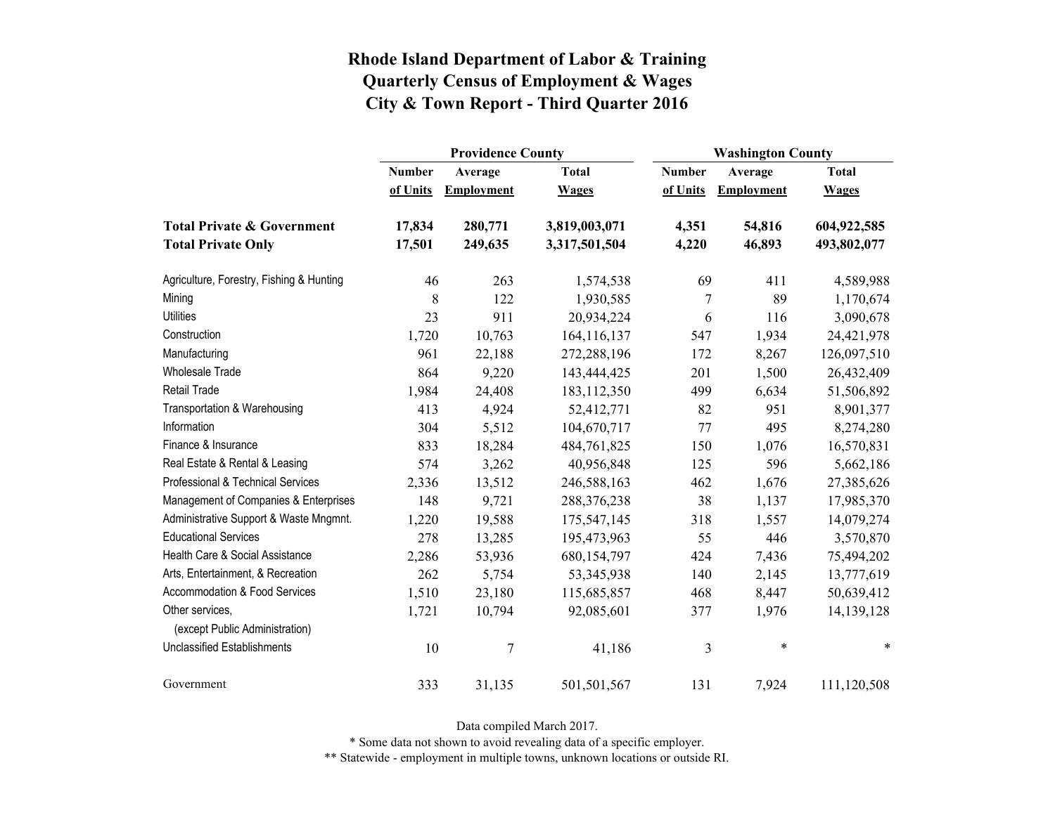# Rhode Island Department of Labor & Training
## Quarterly Census of Employment & Wages
## City & Town Report - Third Quarter 2016

| | Providence County | | | Washington County | | |
|---|---|---|---|---|---|---|
| | Number of Units | Average Employment | Total Wages | Number of Units | Average Employment | Total Wages |
| **Total Private & Government** | **17,834** | **280,771** | **3,819,003,071** | **4,351** | **54,816** | **604,922,585** |
| **Total Private Only** | **17,501** | **249,635** | **3,317,501,504** | **4,220** | **46,893** | **493,802,077** |
| Agriculture, Forestry, Fishing & Hunting | 46 | 263 | 1,574,538 | 69 | 411 | 4,589,988 |
| Mining | 8 | 122 | 1,930,585 | 7 | 89 | 1,170,674 |
| Utilities | 23 | 911 | 20,934,224 | 6 | 116 | 3,090,678 |
| Construction | 1,720 | 10,763 | 164,116,137 | 547 | 1,934 | 24,421,978 |
| Manufacturing | 961 | 22,188 | 272,288,196 | 172 | 8,267 | 126,097,510 |
| Wholesale Trade | 864 | 9,220 | 143,444,425 | 201 | 1,500 | 26,432,409 |
| Retail Trade | 1,984 | 24,408 | 183,112,350 | 499 | 6,634 | 51,506,892 |
| Transportation & Warehousing | 413 | 4,924 | 52,412,771 | 82 | 951 | 8,901,377 |
| Information | 304 | 5,512 | 104,670,717 | 77 | 495 | 8,274,280 |
| Finance & Insurance | 833 | 18,284 | 484,761,825 | 150 | 1,076 | 16,570,831 |
| Real Estate & Rental & Leasing | 574 | 3,262 | 40,956,848 | 125 | 596 | 5,662,186 |
| Professional & Technical Services | 2,336 | 13,512 | 246,588,163 | 462 | 1,676 | 27,385,626 |
| Management of Companies & Enterprises | 148 | 9,721 | 288,376,238 | 38 | 1,137 | 17,985,370 |
| Administrative Support & Waste Mngmnt. | 1,220 | 19,588 | 175,547,145 | 318 | 1,557 | 14,079,274 |
| Educational Services | 278 | 13,285 | 195,473,963 | 55 | 446 | 3,570,870 |
| Health Care & Social Assistance | 2,286 | 53,936 | 680,154,797 | 424 | 7,436 | 75,494,202 |
| Arts, Entertainment, & Recreation | 262 | 5,754 | 53,345,938 | 140 | 2,145 | 13,777,619 |
| Accommodation & Food Services | 1,510 | 23,180 | 115,685,857 | 468 | 8,447 | 50,639,412 |
| Other services, (except Public Administration) | 1,721 | 10,794 | 92,085,601 | 377 | 1,976 | 14,139,128 |
| Unclassified Establishments | 10 | 7 | 41,186 | 3 | * | * |
| Government | 333 | 31,135 | 501,501,567 | 131 | 7,924 | 111,120,508 |

Data compiled March 2017.

* Some data not shown to avoid revealing data of a specific employer.

** Statewide - employment in multiple towns, unknown locations or outside RI.